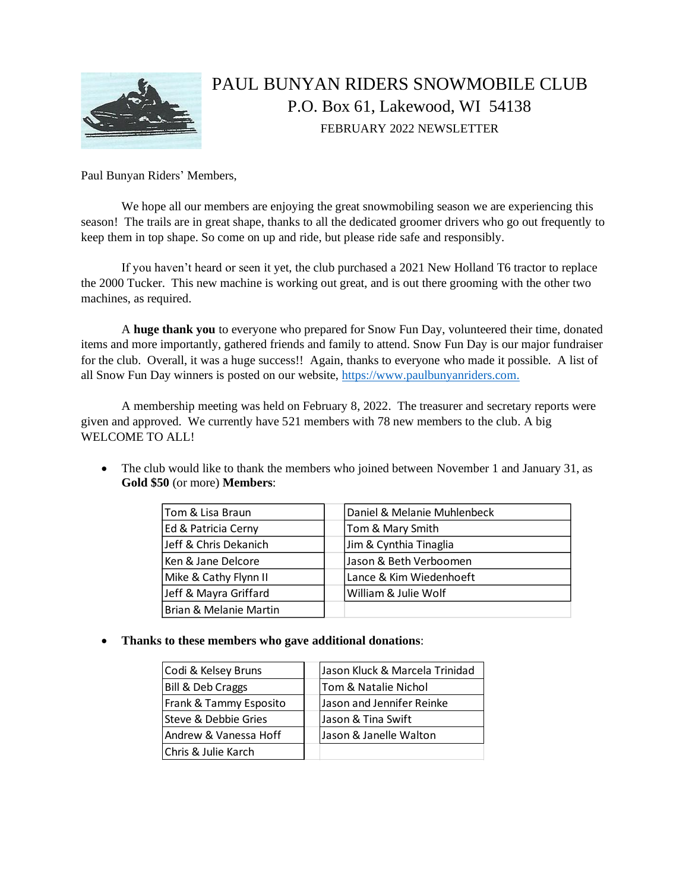# PAUL BUNYAN RIDERS SNOWMOBILE CLUB

P.O. Box 61, Lakewood, WI 54138

FEBRUARY 2022 NEWSLETTER

Paul Bunyan Riders' Members,

We hope all our members are enjoying the great snowmobiling season we are experiencing this season! The trails are in great shape, thanks to all the dedicated groomer drivers who go out frequently to keep them in top shape. So come on up and ride, but please ride safe and responsibly.

If you haven't heard or seen it yet, the club purchased a 2021 New Holland T6 tractor to replace the 2000 Tucker. This new machine is working out great, and is out there grooming with the other two machines, as required.

A **huge thank you** to everyone who prepared for Snow Fun Day, volunteered their time, donated items and more importantly, gathered friends and family to attend. Snow Fun Day is our major fundraiser for the club. Overall, it was a huge success!! Again, thanks to everyone who made it possible. A list of all Snow Fun Day winners is posted on our website, https://www.paulbunyanriders.com.

A membership meeting was held on February 8, 2022. The treasurer and secretary reports were given and approved. We currently have 521 members with 78 new members to the club. A big WELCOME TO ALL!

- The club would like to thank the members who joined between November 1 and January 31, as **Gold $50** (or more) **Members**:

| | |
|---|---|
| Tom & Lisa Braun | Daniel & Melanie Muhlenbeck |
| Ed & Patricia Cerny | Tom & Mary Smith |
| Jeff & Chris Dekanich | Jim & Cynthia Tinaglia |
| Ken & Jane Delcore | Jason & Beth Verboomen |
| Mike & Cathy Flynn II | Lance & Kim Wiedenhoeft |
| Jeff & Mayra Griffard | William & Julie Wolf |
| Brian & Melanie Martin | |

- **Thanks to these members who gave additional donations**:

| | |
|---|---|
| Codi & Kelsey Bruns | Jason Kluck & Marcela Trinidad |
| Bill & Deb Craggs | Tom & Natalie Nichol |
| Frank & Tammy Esposito | Jason and Jennifer Reinke |
| Steve & Debbie Gries | Jason & Tina Swift |
| Andrew & Vanessa Hoff | Jason & Janelle Walton |
| Chris & Julie Karch | |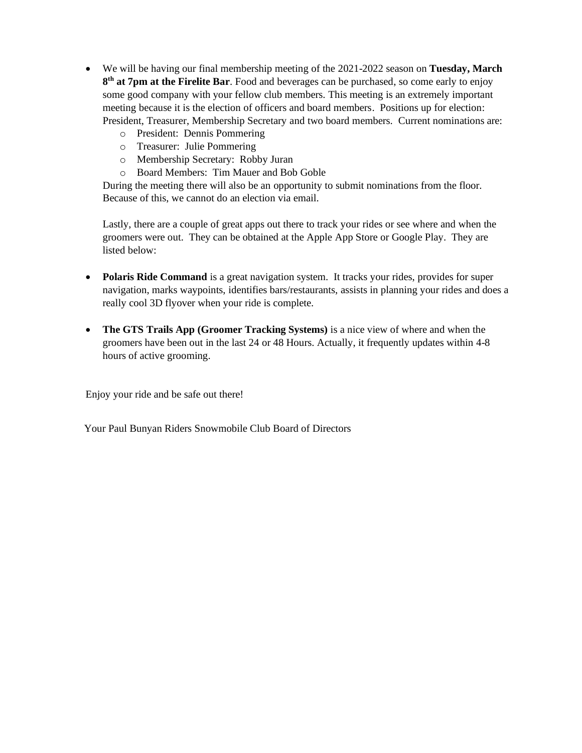- We will be having our final membership meeting of the 2021-2022 season on **Tuesday, March 8th at 7pm at the Firelite Bar**. Food and beverages can be purchased, so come early to enjoy some good company with your fellow club members. This meeting is an extremely important meeting because it is the election of officers and board members. Positions up for election: President, Treasurer, Membership Secretary and two board members. Current nominations are:
  - President: Dennis Pommering
  - Treasurer: Julie Pommering
  - Membership Secretary: Robby Juran
  - Board Members: Tim Mauer and Bob Goble

  During the meeting there will also be an opportunity to submit nominations from the floor. Because of this, we cannot do an election via email.

  Lastly, there are a couple of great apps out there to track your rides or see where and when the groomers were out. They can be obtained at the Apple App Store or Google Play. They are listed below:

- **Polaris Ride Command** is a great navigation system. It tracks your rides, provides for super navigation, marks waypoints, identifies bars/restaurants, assists in planning your rides and does a really cool 3D flyover when your ride is complete.

- **The GTS Trails App (Groomer Tracking Systems)** is a nice view of where and when the groomers have been out in the last 24 or 48 Hours. Actually, it frequently updates within 4-8 hours of active grooming.

Enjoy your ride and be safe out there!

Your Paul Bunyan Riders Snowmobile Club Board of Directors